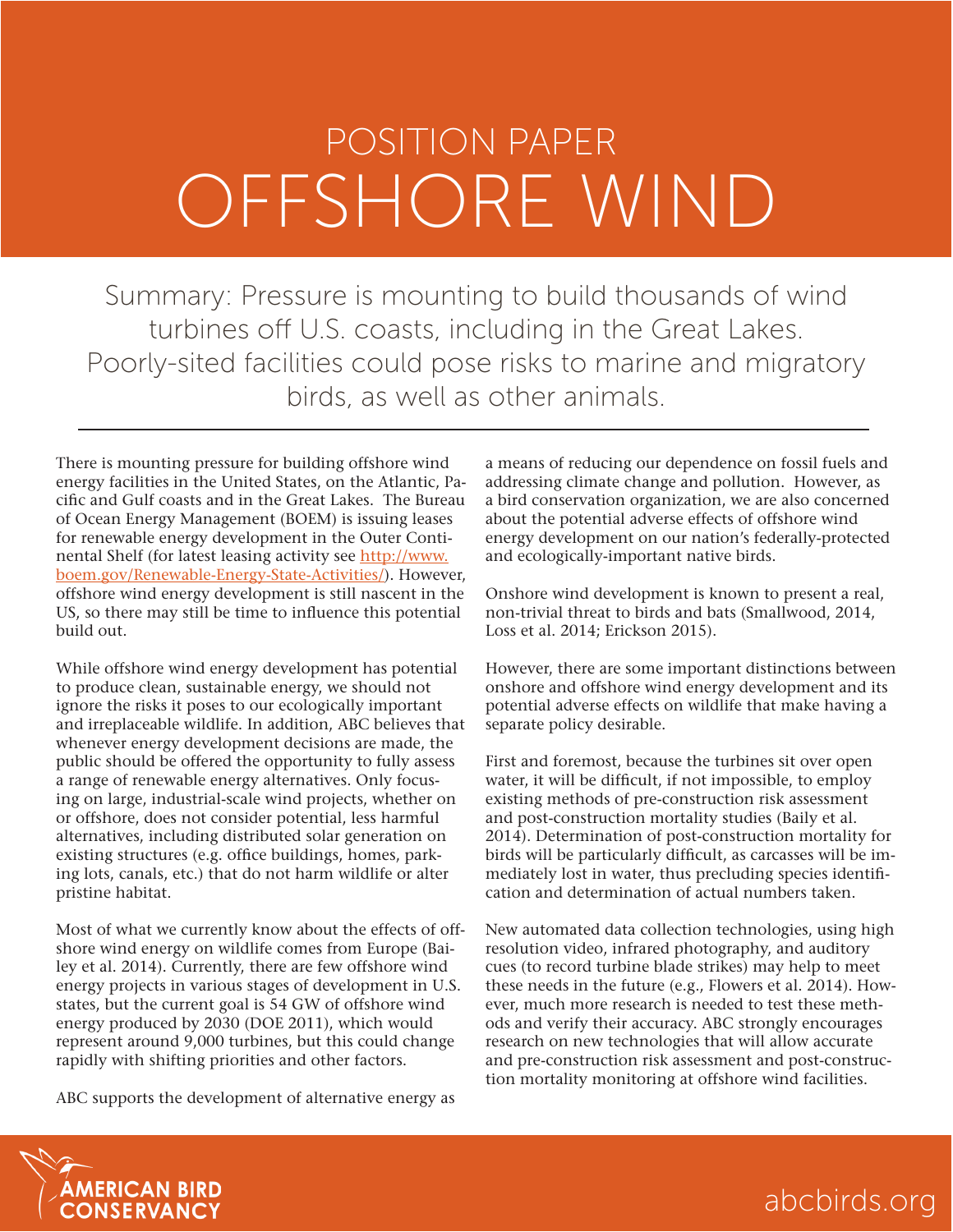# POSITION PAPER
# OFFSHORE WIND

Summary: Pressure is mounting to build thousands of wind turbines off U.S. coasts, including in the Great Lakes. Poorly-sited facilities could pose risks to marine and migratory birds, as well as other animals.

---

There is mounting pressure for building offshore wind energy facilities in the United States, on the Atlantic, Pacific and Gulf coasts and in the Great Lakes. The Bureau of Ocean Energy Management (BOEM) is issuing leases for renewable energy development in the Outer Continental Shelf (for latest leasing activity see [http://www.boem.gov/Renewable-Energy-State-Activities/](http://www.boem.gov/Renewable-Energy-State-Activities/)). However, offshore wind energy development is still nascent in the US, so there may still be time to influence this potential build out.

While offshore wind energy development has potential to produce clean, sustainable energy, we should not ignore the risks it poses to our ecologically important and irreplaceable wildlife. In addition, ABC believes that whenever energy development decisions are made, the public should be offered the opportunity to fully assess a range of renewable energy alternatives. Only focusing on large, industrial-scale wind projects, whether on or offshore, does not consider potential, less harmful alternatives, including distributed solar generation on existing structures (e.g. office buildings, homes, parking lots, canals, etc.) that do not harm wildlife or alter pristine habitat.

Most of what we currently know about the effects of offshore wind energy on wildlife comes from Europe (Bailey et al. 2014). Currently, there are few offshore wind energy projects in various stages of development in U.S. states, but the current goal is 54 GW of offshore wind energy produced by 2030 (DOE 2011), which would represent around 9,000 turbines, but this could change rapidly with shifting priorities and other factors.

ABC supports the development of alternative energy as a means of reducing our dependence on fossil fuels and addressing climate change and pollution. However, as a bird conservation organization, we are also concerned about the potential adverse effects of offshore wind energy development on our nation's federally-protected and ecologically-important native birds.

Onshore wind development is known to present a real, non-trivial threat to birds and bats (Smallwood, 2014, Loss et al. 2014; Erickson 2015).

However, there are some important distinctions between onshore and offshore wind energy development and its potential adverse effects on wildlife that make having a separate policy desirable.

First and foremost, because the turbines sit over open water, it will be difficult, if not impossible, to employ existing methods of pre-construction risk assessment and post-construction mortality studies (Baily et al. 2014). Determination of post-construction mortality for birds will be particularly difficult, as carcasses will be immediately lost in water, thus precluding species identification and determination of actual numbers taken.

New automated data collection technologies, using high resolution video, infrared photography, and auditory cues (to record turbine blade strikes) may help to meet these needs in the future (e.g., Flowers et al. 2014). However, much more research is needed to test these methods and verify their accuracy. ABC strongly encourages research on new technologies that will allow accurate and pre-construction risk assessment and post-construction mortality monitoring at offshore wind facilities.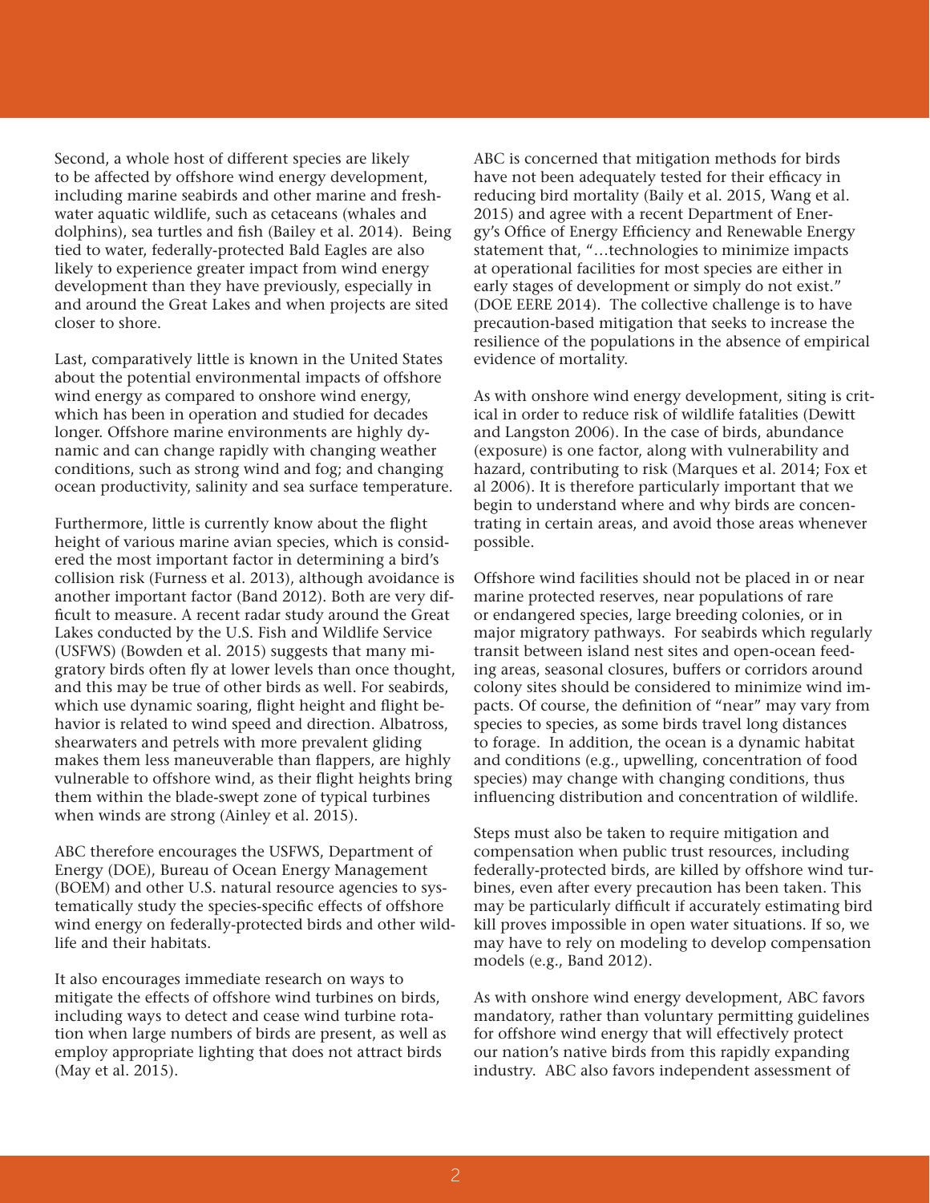Second, a whole host of different species are likely to be affected by offshore wind energy development, including marine seabirds and other marine and freshwater aquatic wildlife, such as cetaceans (whales and dolphins), sea turtles and fish (Bailey et al. 2014). Being tied to water, federally-protected Bald Eagles are also likely to experience greater impact from wind energy development than they have previously, especially in and around the Great Lakes and when projects are sited closer to shore.

Last, comparatively little is known in the United States about the potential environmental impacts of offshore wind energy as compared to onshore wind energy, which has been in operation and studied for decades longer. Offshore marine environments are highly dynamic and can change rapidly with changing weather conditions, such as strong wind and fog; and changing ocean productivity, salinity and sea surface temperature.

Furthermore, little is currently know about the flight height of various marine avian species, which is considered the most important factor in determining a bird's collision risk (Furness et al. 2013), although avoidance is another important factor (Band 2012). Both are very difficult to measure. A recent radar study around the Great Lakes conducted by the U.S. Fish and Wildlife Service (USFWS) (Bowden et al. 2015) suggests that many migratory birds often fly at lower levels than once thought, and this may be true of other birds as well. For seabirds, which use dynamic soaring, flight height and flight behavior is related to wind speed and direction. Albatross, shearwaters and petrels with more prevalent gliding makes them less maneuverable than flappers, are highly vulnerable to offshore wind, as their flight heights bring them within the blade-swept zone of typical turbines when winds are strong (Ainley et al. 2015).

ABC therefore encourages the USFWS, Department of Energy (DOE), Bureau of Ocean Energy Management (BOEM) and other U.S. natural resource agencies to systematically study the species-specific effects of offshore wind energy on federally-protected birds and other wildlife and their habitats.

It also encourages immediate research on ways to mitigate the effects of offshore wind turbines on birds, including ways to detect and cease wind turbine rotation when large numbers of birds are present, as well as employ appropriate lighting that does not attract birds (May et al. 2015).

ABC is concerned that mitigation methods for birds have not been adequately tested for their efficacy in reducing bird mortality (Baily et al. 2015, Wang et al. 2015) and agree with a recent Department of Energy's Office of Energy Efficiency and Renewable Energy statement that, "…technologies to minimize impacts at operational facilities for most species are either in early stages of development or simply do not exist." (DOE EERE 2014). The collective challenge is to have precaution-based mitigation that seeks to increase the resilience of the populations in the absence of empirical evidence of mortality.

As with onshore wind energy development, siting is critical in order to reduce risk of wildlife fatalities (Dewitt and Langston 2006). In the case of birds, abundance (exposure) is one factor, along with vulnerability and hazard, contributing to risk (Marques et al. 2014; Fox et al 2006). It is therefore particularly important that we begin to understand where and why birds are concentrating in certain areas, and avoid those areas whenever possible.

Offshore wind facilities should not be placed in or near marine protected reserves, near populations of rare or endangered species, large breeding colonies, or in major migratory pathways. For seabirds which regularly transit between island nest sites and open-ocean feeding areas, seasonal closures, buffers or corridors around colony sites should be considered to minimize wind impacts. Of course, the definition of "near" may vary from species to species, as some birds travel long distances to forage. In addition, the ocean is a dynamic habitat and conditions (e.g., upwelling, concentration of food species) may change with changing conditions, thus influencing distribution and concentration of wildlife.

Steps must also be taken to require mitigation and compensation when public trust resources, including federally-protected birds, are killed by offshore wind turbines, even after every precaution has been taken. This may be particularly difficult if accurately estimating bird kill proves impossible in open water situations. If so, we may have to rely on modeling to develop compensation models (e.g., Band 2012).

As with onshore wind energy development, ABC favors mandatory, rather than voluntary permitting guidelines for offshore wind energy that will effectively protect our nation's native birds from this rapidly expanding industry. ABC also favors independent assessment of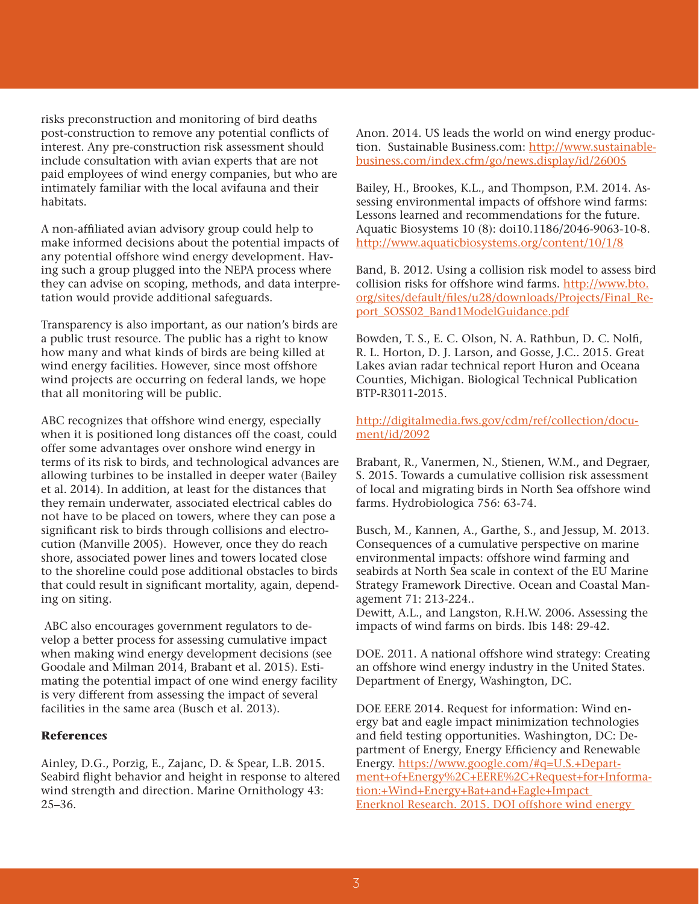risks preconstruction and monitoring of bird deaths post-construction to remove any potential conflicts of interest. Any pre-construction risk assessment should include consultation with avian experts that are not paid employees of wind energy companies, but who are intimately familiar with the local avifauna and their habitats.

A non-affiliated avian advisory group could help to make informed decisions about the potential impacts of any potential offshore wind energy development. Having such a group plugged into the NEPA process where they can advise on scoping, methods, and data interpretation would provide additional safeguards.

Transparency is also important, as our nation's birds are a public trust resource. The public has a right to know how many and what kinds of birds are being killed at wind energy facilities. However, since most offshore wind projects are occurring on federal lands, we hope that all monitoring will be public.

ABC recognizes that offshore wind energy, especially when it is positioned long distances off the coast, could offer some advantages over onshore wind energy in terms of its risk to birds, and technological advances are allowing turbines to be installed in deeper water (Bailey et al. 2014). In addition, at least for the distances that they remain underwater, associated electrical cables do not have to be placed on towers, where they can pose a significant risk to birds through collisions and electrocution (Manville 2005). However, once they do reach shore, associated power lines and towers located close to the shoreline could pose additional obstacles to birds that could result in significant mortality, again, depending on siting.

ABC also encourages government regulators to develop a better process for assessing cumulative impact when making wind energy development decisions (see Goodale and Milman 2014, Brabant et al. 2015). Estimating the potential impact of one wind energy facility is very different from assessing the impact of several facilities in the same area (Busch et al. 2013).

**References**

Ainley, D.G., Porzig, E., Zajanc, D. & Spear, L.B. 2015. Seabird flight behavior and height in response to altered wind strength and direction. Marine Ornithology 43: 25–36.

Anon. 2014. US leads the world on wind energy production. Sustainable Business.com: http://www.sustainablebusiness.com/index.cfm/go/news.display/id/26005

Bailey, H., Brookes, K.L., and Thompson, P.M. 2014. Assessing environmental impacts of offshore wind farms: Lessons learned and recommendations for the future. Aquatic Biosystems 10 (8): doi10.1186/2046-9063-10-8. http://www.aquaticbiosystems.org/content/10/1/8

Band, B. 2012. Using a collision risk model to assess bird collision risks for offshore wind farms. http://www.bto.org/sites/default/files/u28/downloads/Projects/Final_Report_SOSS02_Band1ModelGuidance.pdf

Bowden, T. S., E. C. Olson, N. A. Rathbun, D. C. Nolfi, R. L. Horton, D. J. Larson, and Gosse, J.C.. 2015. Great Lakes avian radar technical report Huron and Oceana Counties, Michigan. Biological Technical Publication BTP-R3011-2015.

http://digitalmedia.fws.gov/cdm/ref/collection/document/id/2092

Brabant, R., Vanermen, N., Stienen, W.M., and Degraer, S. 2015. Towards a cumulative collision risk assessment of local and migrating birds in North Sea offshore wind farms. Hydrobiologica 756: 63-74.

Busch, M., Kannen, A., Garthe, S., and Jessup, M. 2013. Consequences of a cumulative perspective on marine environmental impacts: offshore wind farming and seabirds at North Sea scale in context of the EU Marine Strategy Framework Directive. Ocean and Coastal Management 71: 213-224..

Dewitt, A.L., and Langston, R.H.W. 2006. Assessing the impacts of wind farms on birds. Ibis 148: 29-42.

DOE. 2011. A national offshore wind strategy: Creating an offshore wind energy industry in the United States. Department of Energy, Washington, DC.

DOE EERE 2014. Request for information: Wind energy bat and eagle impact minimization technologies and field testing opportunities. Washington, DC: Department of Energy, Energy Efficiency and Renewable Energy. https://www.google.com/#q=U.S.+Department+of+Energy%2C+EERE%2C+Request+for+Information:+Wind+Energy+Bat+and+Eagle+Impact Enerknol Research. 2015. DOI offshore wind energy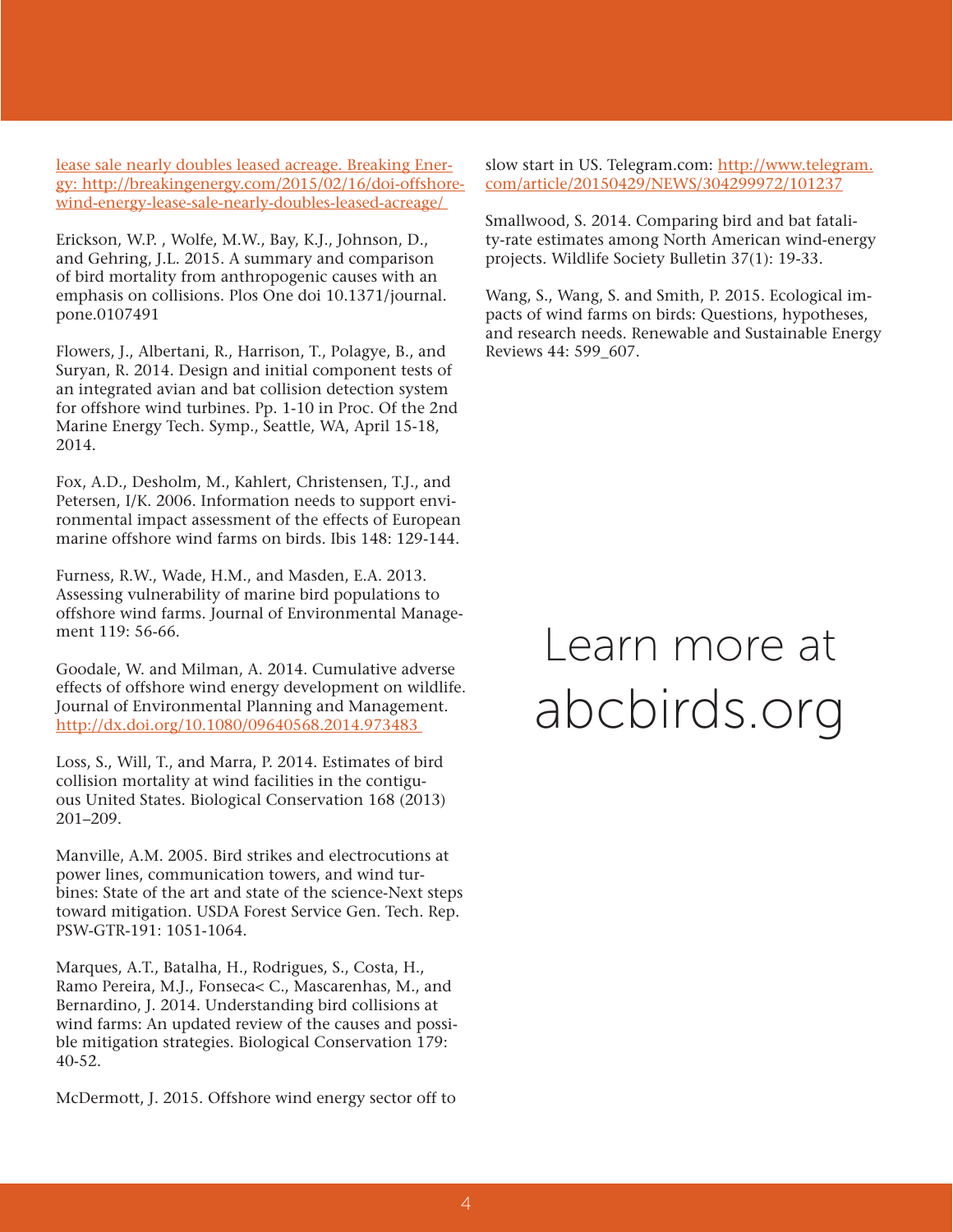lease sale nearly doubles leased acreage. Breaking Energy: http://breakingenergy.com/2015/02/16/doi-offshore-wind-energy-lease-sale-nearly-doubles-leased-acreage/

Erickson, W.P. , Wolfe, M.W., Bay, K.J., Johnson, D., and Gehring, J.L. 2015. A summary and comparison of bird mortality from anthropogenic causes with an emphasis on collisions. Plos One doi 10.1371/journal.pone.0107491

Flowers, J., Albertani, R., Harrison, T., Polagye, B., and Suryan, R. 2014. Design and initial component tests of an integrated avian and bat collision detection system for offshore wind turbines. Pp. 1-10 in Proc. Of the 2nd Marine Energy Tech. Symp., Seattle, WA, April 15-18, 2014.

Fox, A.D., Desholm, M., Kahlert, Christensen, T.J., and Petersen, I/K. 2006. Information needs to support environmental impact assessment of the effects of European marine offshore wind farms on birds. Ibis 148: 129-144.

Furness, R.W., Wade, H.M., and Masden, E.A. 2013. Assessing vulnerability of marine bird populations to offshore wind farms. Journal of Environmental Management 119: 56-66.

Goodale, W. and Milman, A. 2014. Cumulative adverse effects of offshore wind energy development on wildlife. Journal of Environmental Planning and Management. http://dx.doi.org/10.1080/09640568.2014.973483

Loss, S., Will, T., and Marra, P. 2014. Estimates of bird collision mortality at wind facilities in the contiguous United States. Biological Conservation 168 (2013) 201–209.

Manville, A.M. 2005. Bird strikes and electrocutions at power lines, communication towers, and wind turbines: State of the art and state of the science-Next steps toward mitigation. USDA Forest Service Gen. Tech. Rep. PSW-GTR-191: 1051-1064.

Marques, A.T., Batalha, H., Rodrigues, S., Costa, H., Ramo Pereira, M.J., Fonseca< C., Mascarenhas, M., and Bernardino, J. 2014. Understanding bird collisions at wind farms: An updated review of the causes and possible mitigation strategies. Biological Conservation 179: 40-52.

McDermott, J. 2015. Offshore wind energy sector off to slow start in US. Telegram.com: http://www.telegram.com/article/20150429/NEWS/304299972/101237

Smallwood, S. 2014. Comparing bird and bat fatality-rate estimates among North American wind-energy projects. Wildlife Society Bulletin 37(1): 19-33.

Wang, S., Wang, S. and Smith, P. 2015. Ecological impacts of wind farms on birds: Questions, hypotheses, and research needs. Renewable and Sustainable Energy Reviews 44: 599_607.

Learn more at abcbirds.org